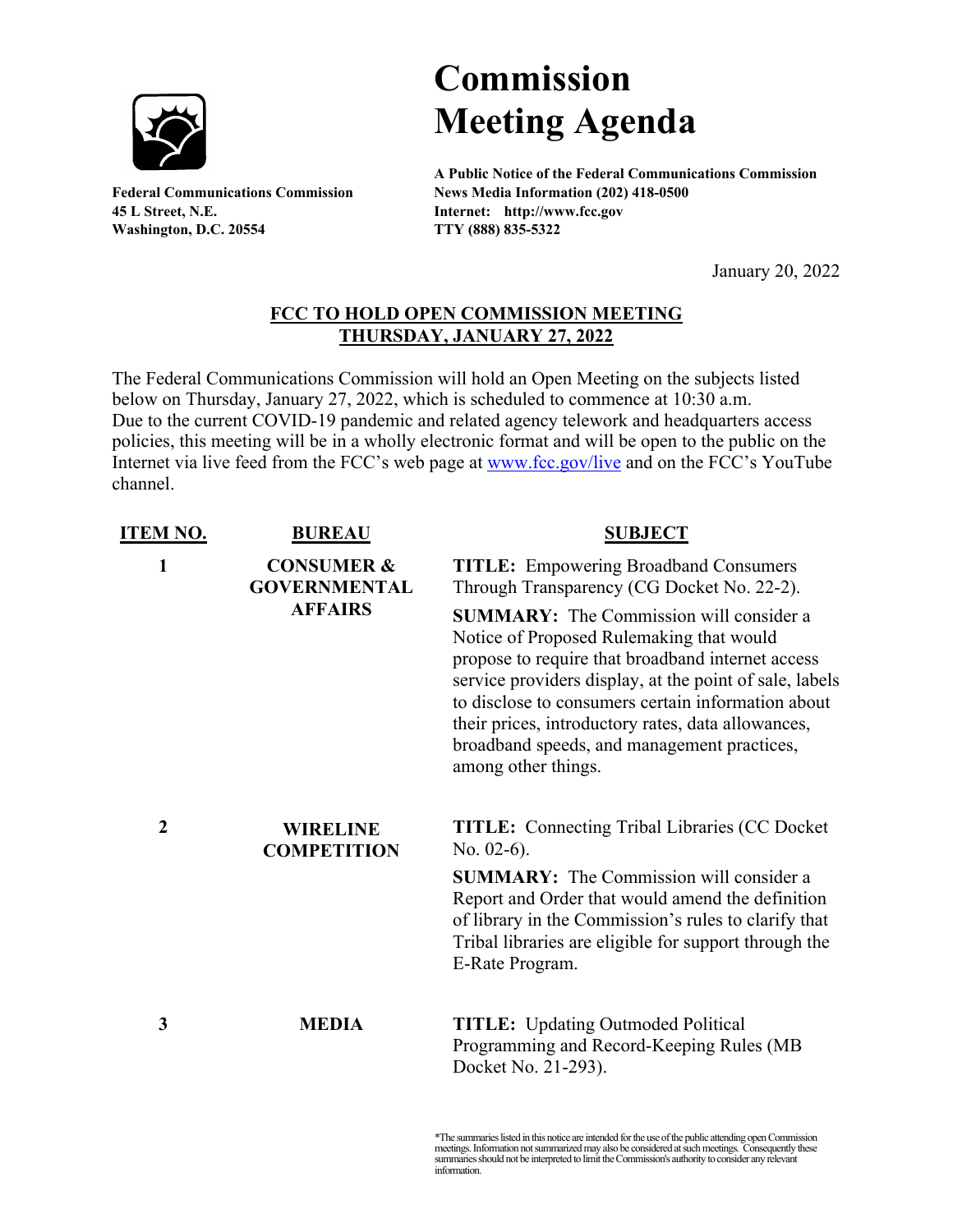# Commission Meeting Agenda

**Federal Communications Commission**
**45 L Street, N.E.**
**Washington, D.C. 20554**

**A Public Notice of the Federal Communications Commission**
**News Media Information (202) 418-0500**
**Internet: http://www.fcc.gov**
**TTY (888) 835-5322**

January 20, 2022

## FCC TO HOLD OPEN COMMISSION MEETING THURSDAY, JANUARY 27, 2022

The Federal Communications Commission will hold an Open Meeting on the subjects listed below on Thursday, January 27, 2022, which is scheduled to commence at 10:30 a.m. Due to the current COVID-19 pandemic and related agency telework and headquarters access policies, this meeting will be in a wholly electronic format and will be open to the public on the Internet via live feed from the FCC's web page at www.fcc.gov/live and on the FCC's YouTube channel.

| ITEM NO. | BUREAU | SUBJECT |
|---|---|---|
| 1 | **CONSUMER & GOVERNMENTAL AFFAIRS** | **TITLE:** Empowering Broadband Consumers Through Transparency (CG Docket No. 22-2).<br><br>**SUMMARY:** The Commission will consider a Notice of Proposed Rulemaking that would propose to require that broadband internet access service providers display, at the point of sale, labels to disclose to consumers certain information about their prices, introductory rates, data allowances, broadband speeds, and management practices, among other things. |
| 2 | **WIRELINE COMPETITION** | **TITLE:** Connecting Tribal Libraries (CC Docket No. 02-6).<br><br>**SUMMARY:** The Commission will consider a Report and Order that would amend the definition of library in the Commission's rules to clarify that Tribal libraries are eligible for support through the E-Rate Program. |
| 3 | **MEDIA** | **TITLE:** Updating Outmoded Political Programming and Record-Keeping Rules (MB Docket No. 21-293). |

*The summaries listed in this notice are intended for the use of the public attending open Commission meetings. Information not summarized may also be considered at such meetings. Consequently these summaries should not be interpreted to limit the Commission's authority to consider any relevant information.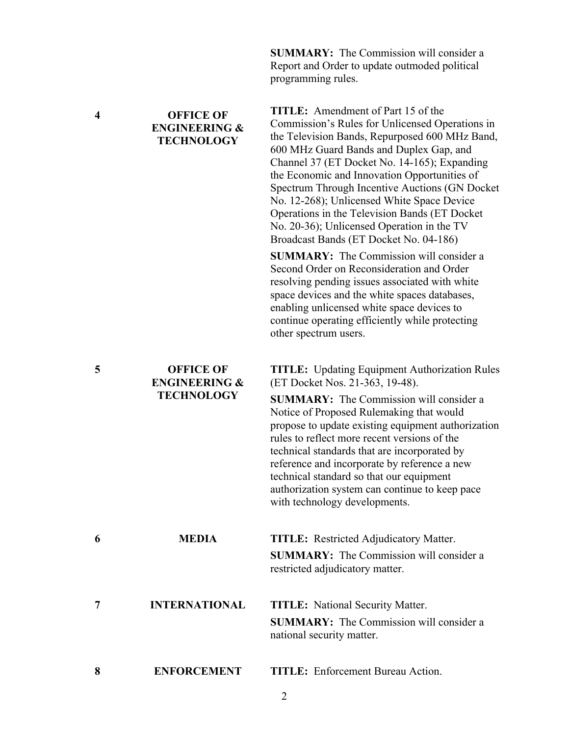| | | |
|---|---|---|
| | | **SUMMARY:** The Commission will consider a Report and Order to update outmoded political programming rules. |
| **4** | **OFFICE OF ENGINEERING & TECHNOLOGY** | **TITLE:** Amendment of Part 15 of the Commission's Rules for Unlicensed Operations in the Television Bands, Repurposed 600 MHz Band, 600 MHz Guard Bands and Duplex Gap, and Channel 37 (ET Docket No. 14-165); Expanding the Economic and Innovation Opportunities of Spectrum Through Incentive Auctions (GN Docket No. 12-268); Unlicensed White Space Device Operations in the Television Bands (ET Docket No. 20-36); Unlicensed Operation in the TV Broadcast Bands (ET Docket No. 04-186)<br>**SUMMARY:** The Commission will consider a Second Order on Reconsideration and Order resolving pending issues associated with white space devices and the white spaces databases, enabling unlicensed white space devices to continue operating efficiently while protecting other spectrum users. |
| **5** | **OFFICE OF ENGINEERING & TECHNOLOGY** | **TITLE:** Updating Equipment Authorization Rules (ET Docket Nos. 21-363, 19-48).<br>**SUMMARY:** The Commission will consider a Notice of Proposed Rulemaking that would propose to update existing equipment authorization rules to reflect more recent versions of the technical standards that are incorporated by reference and incorporate by reference a new technical standard so that our equipment authorization system can continue to keep pace with technology developments. |
| **6** | **MEDIA** | **TITLE:** Restricted Adjudicatory Matter.<br>**SUMMARY:** The Commission will consider a restricted adjudicatory matter. |
| **7** | **INTERNATIONAL** | **TITLE:** National Security Matter.<br>**SUMMARY:** The Commission will consider a national security matter. |
| **8** | **ENFORCEMENT** | **TITLE:** Enforcement Bureau Action. |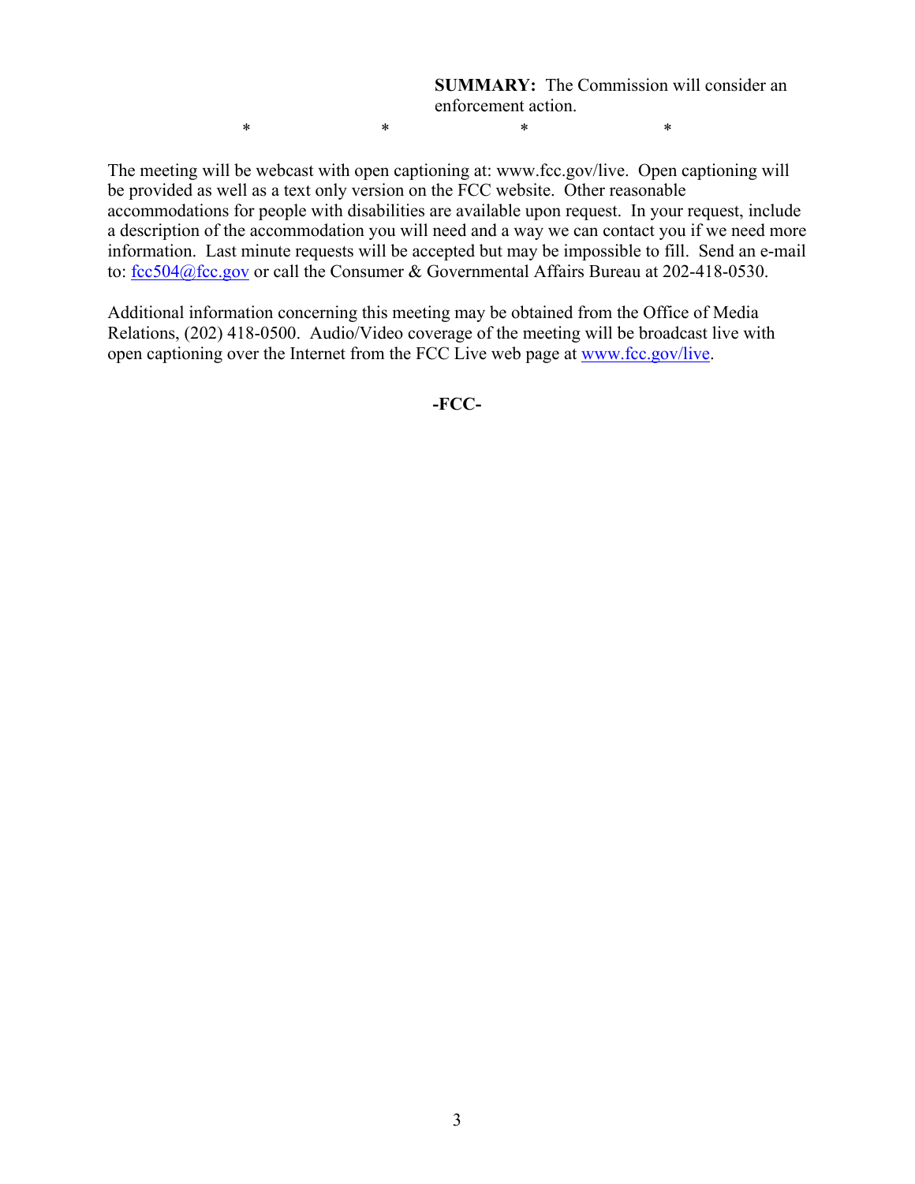**SUMMARY:** The Commission will consider an enforcement action.

\*                    \*                    \*                    \*

The meeting will be webcast with open captioning at: www.fcc.gov/live. Open captioning will be provided as well as a text only version on the FCC website. Other reasonable accommodations for people with disabilities are available upon request. In your request, include a description of the accommodation you will need and a way we can contact you if we need more information. Last minute requests will be accepted but may be impossible to fill. Send an e-mail to: fcc504@fcc.gov or call the Consumer & Governmental Affairs Bureau at 202-418-0530.

Additional information concerning this meeting may be obtained from the Office of Media Relations, (202) 418-0500. Audio/Video coverage of the meeting will be broadcast live with open captioning over the Internet from the FCC Live web page at www.fcc.gov/live.

**-FCC-**